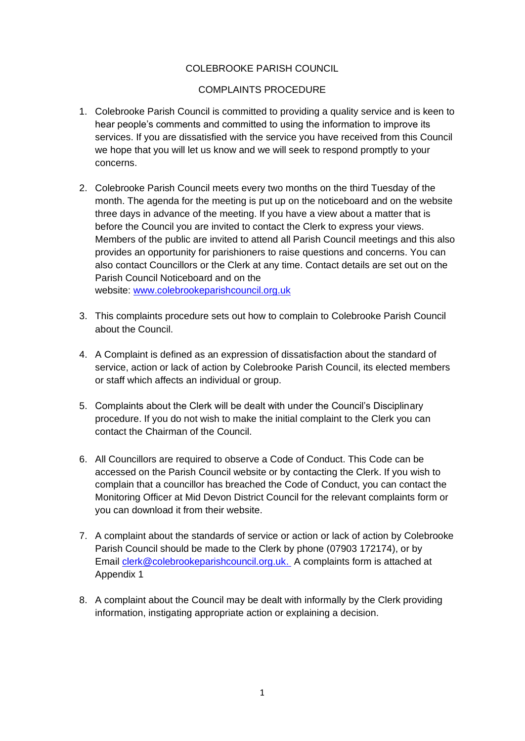# COLEBROOKE PARISH COUNCIL

## COMPLAINTS PROCEDURE

1. Colebrooke Parish Council is committed to providing a quality service and is keen to hear people's comments and committed to using the information to improve its services. If you are dissatisfied with the service you have received from this Council we hope that you will let us know and we will seek to respond promptly to your concerns.

2. Colebrooke Parish Council meets every two months on the third Tuesday of the month. The agenda for the meeting is put up on the noticeboard and on the website three days in advance of the meeting. If you have a view about a matter that is before the Council you are invited to contact the Clerk to express your views. Members of the public are invited to attend all Parish Council meetings and this also provides an opportunity for parishioners to raise questions and concerns. You can also contact Councillors or the Clerk at any time. Contact details are set out on the Parish Council Noticeboard and on the website: [www.colebrookeparishcouncil.org.uk](http://www.colebrookeparishcouncil.org.uk)

3. This complaints procedure sets out how to complain to Colebrooke Parish Council about the Council.

4. A Complaint is defined as an expression of dissatisfaction about the standard of service, action or lack of action by Colebrooke Parish Council, its elected members or staff which affects an individual or group.

5. Complaints about the Clerk will be dealt with under the Council's Disciplinary procedure. If you do not wish to make the initial complaint to the Clerk you can contact the Chairman of the Council.

6. All Councillors are required to observe a Code of Conduct. This Code can be accessed on the Parish Council website or by contacting the Clerk. If you wish to complain that a councillor has breached the Code of Conduct, you can contact the Monitoring Officer at Mid Devon District Council for the relevant complaints form or you can download it from their website.

7. A complaint about the standards of service or action or lack of action by Colebrooke Parish Council should be made to the Clerk by phone (07903 172174), or by Email [clerk@colebrookeparishcouncil.org.uk.](mailto:clerk@colebrookeparishcouncil.org.uk) A complaints form is attached at Appendix 1

8. A complaint about the Council may be dealt with informally by the Clerk providing information, instigating appropriate action or explaining a decision.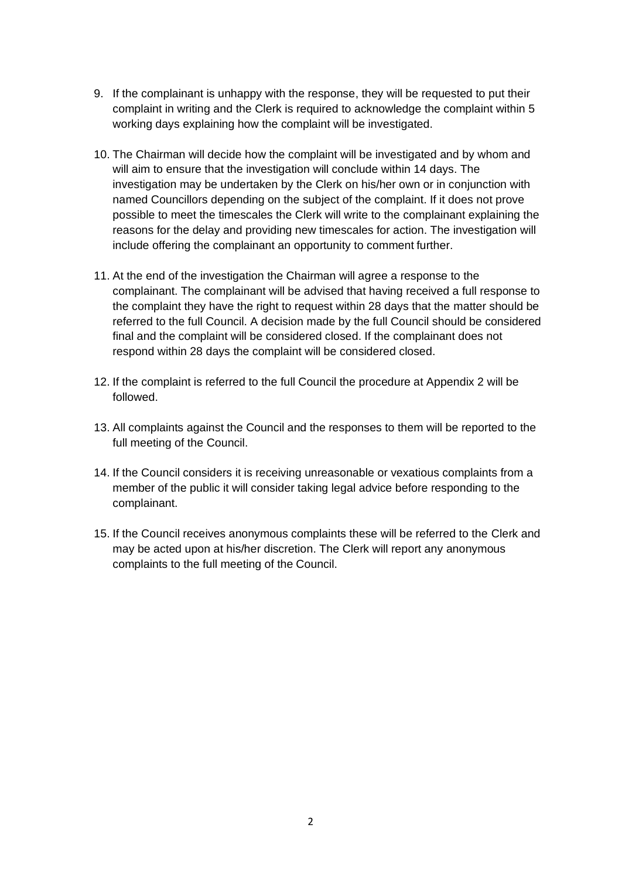9. If the complainant is unhappy with the response, they will be requested to put their complaint in writing and the Clerk is required to acknowledge the complaint within 5 working days explaining how the complaint will be investigated.

10. The Chairman will decide how the complaint will be investigated and by whom and will aim to ensure that the investigation will conclude within 14 days. The investigation may be undertaken by the Clerk on his/her own or in conjunction with named Councillors depending on the subject of the complaint. If it does not prove possible to meet the timescales the Clerk will write to the complainant explaining the reasons for the delay and providing new timescales for action. The investigation will include offering the complainant an opportunity to comment further.

11. At the end of the investigation the Chairman will agree a response to the complainant. The complainant will be advised that having received a full response to the complaint they have the right to request within 28 days that the matter should be referred to the full Council. A decision made by the full Council should be considered final and the complaint will be considered closed. If the complainant does not respond within 28 days the complaint will be considered closed.

12. If the complaint is referred to the full Council the procedure at Appendix 2 will be followed.

13. All complaints against the Council and the responses to them will be reported to the full meeting of the Council.

14. If the Council considers it is receiving unreasonable or vexatious complaints from a member of the public it will consider taking legal advice before responding to the complainant.

15. If the Council receives anonymous complaints these will be referred to the Clerk and may be acted upon at his/her discretion. The Clerk will report any anonymous complaints to the full meeting of the Council.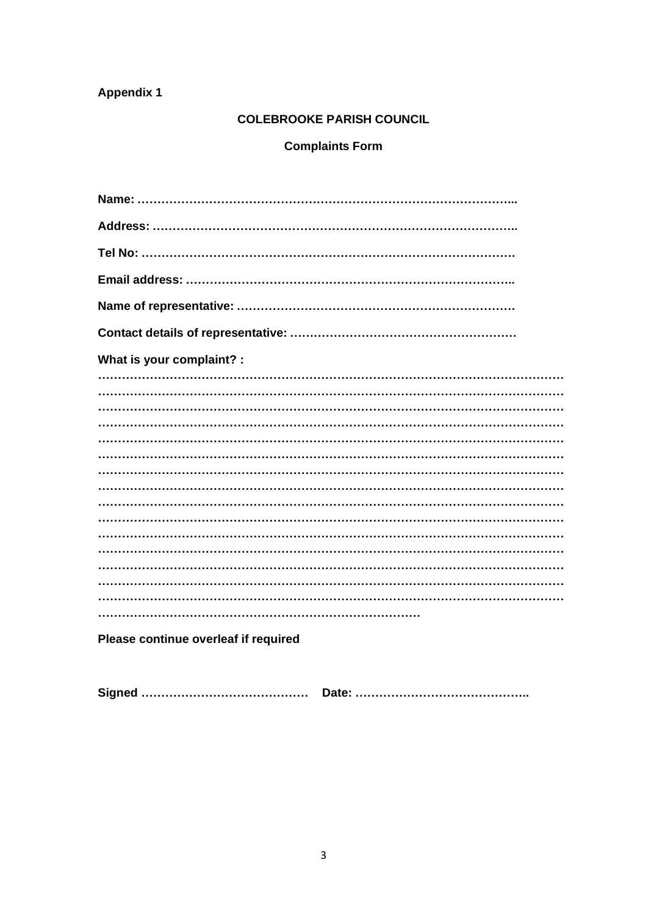**Appendix 1**

**COLEBROOKE PARISH COUNCIL**

**Complaints Form**

**Name: …………………………………………………………………………………...**

**Address: ……………………………………………………………………………..**

**Tel No: ……………………………………………………………………………….**

**Email address: ……………………………………………………………………..**

**Name of representative: ……………………………………………………………**

**Contact details of representative: …………………………………………………**

**What is your complaint? :**

**…………………………………………………………………………………………………………**
**…………………………………………………………………………………………………………**
**…………………………………………………………………………………………………………**
**…………………………………………………………………………………………………………**
**…………………………………………………………………………………………………………**
**…………………………………………………………………………………………………………**
**…………………………………………………………………………………………………………**
**…………………………………………………………………………………………………………**
**…………………………………………………………………………………………………………**
**…………………………………………………………………………………………………………**
**…………………………………………………………………………………………………………**
**…………………………………………………………………………………………………………**
**…………………………………………………………………………………………………………**
**…………………………………………………………………………………………………………**
**…………………………………………………………………………………………………………**
**……………………………………………………………………………**

**Please continue overleaf if required**

**Signed ……………………………………  Date: ……………………………………..**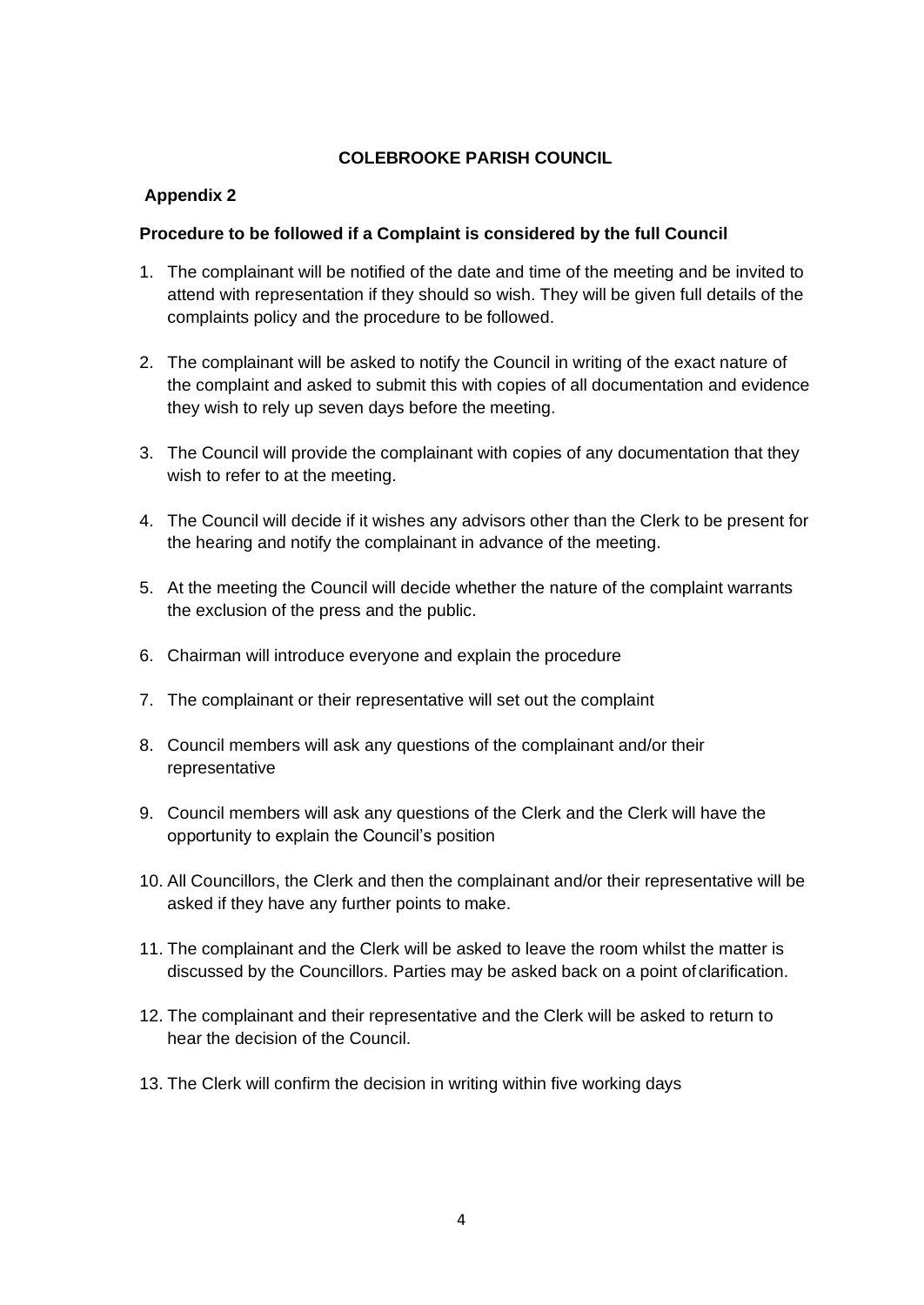**COLEBROOKE PARISH COUNCIL**

**Appendix 2**

**Procedure to be followed if a Complaint is considered by the full Council**

1. The complainant will be notified of the date and time of the meeting and be invited to attend with representation if they should so wish. They will be given full details of the complaints policy and the procedure to be followed.

2. The complainant will be asked to notify the Council in writing of the exact nature of the complaint and asked to submit this with copies of all documentation and evidence they wish to rely up seven days before the meeting.

3. The Council will provide the complainant with copies of any documentation that they wish to refer to at the meeting.

4. The Council will decide if it wishes any advisors other than the Clerk to be present for the hearing and notify the complainant in advance of the meeting.

5. At the meeting the Council will decide whether the nature of the complaint warrants the exclusion of the press and the public.

6. Chairman will introduce everyone and explain the procedure

7. The complainant or their representative will set out the complaint

8. Council members will ask any questions of the complainant and/or their representative

9. Council members will ask any questions of the Clerk and the Clerk will have the opportunity to explain the Council's position

10. All Councillors, the Clerk and then the complainant and/or their representative will be asked if they have any further points to make.

11. The complainant and the Clerk will be asked to leave the room whilst the matter is discussed by the Councillors. Parties may be asked back on a point of clarification.

12. The complainant and their representative and the Clerk will be asked to return to hear the decision of the Council.

13. The Clerk will confirm the decision in writing within five working days